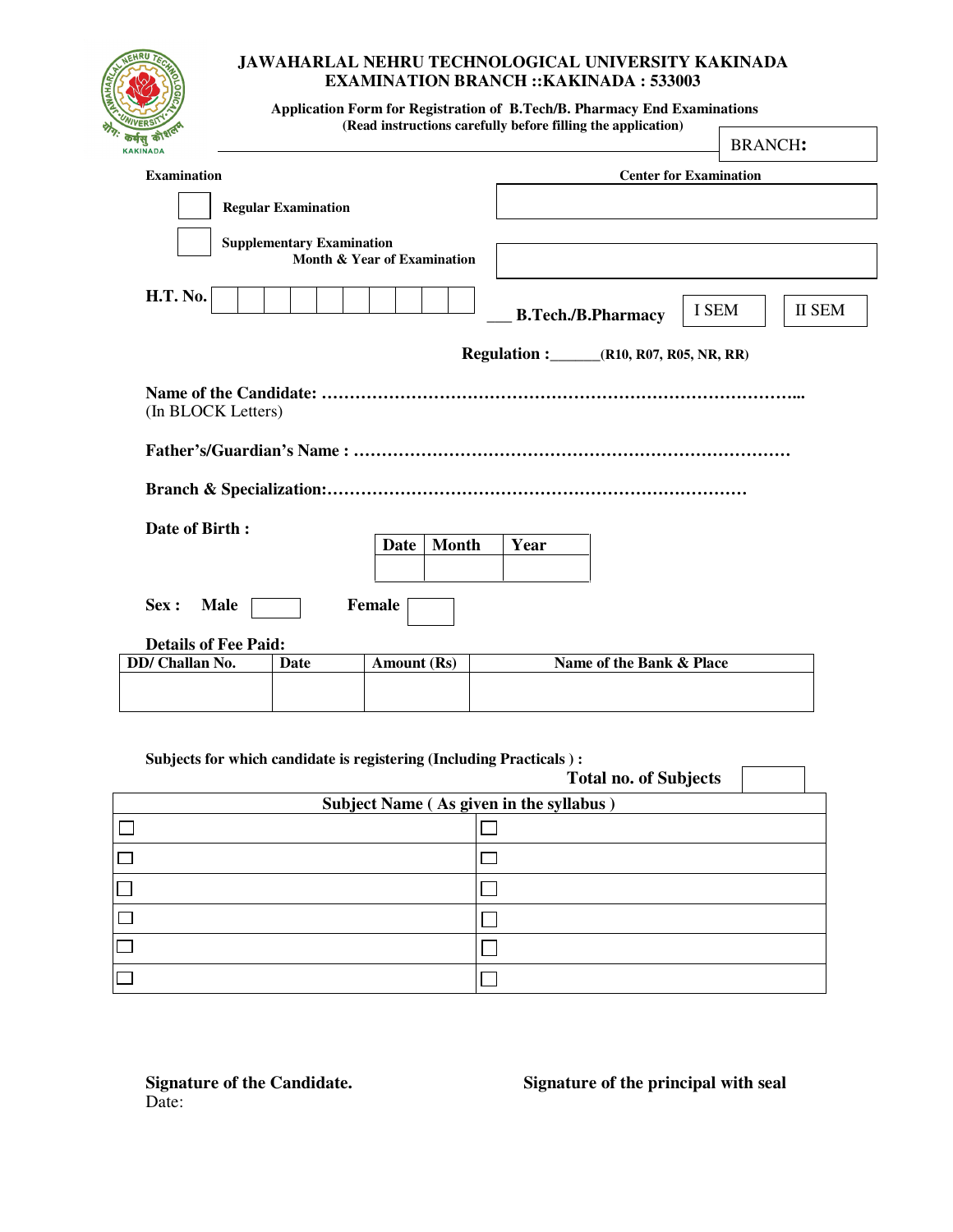# JAWAHARLAL NEHRU TECHNOLOGICAL UNIVERSITY KAKINADA
## EXAMINATION BRANCH ::KAKINADA : 533003

**Application Form for Registration of B.Tech/B. Pharmacy End Examinations**
**(Read instructions carefully before filling the application)**

BRANCH:

**Examination**

☐ **Regular Examination**

☐ **Supplementary Examination**

**Month & Year of Examination**

**Center for Examination**

**H.T. No.** ☐☐☐☐☐☐☐☐☐☐

___ **B.Tech./B.Pharmacy** ☐ I SEM ☐ II SEM

**Regulation :**______**(R10, R07, R05, NR, RR)**

**Name of the Candidate:** ……………………………………………………………………...
(In BLOCK Letters)

**Father's/Guardian's Name :** ……………………………………………………………

**Branch & Specialization:**……………………………………………………………

**Date of Birth :**

| Date | Month | Year |
|---|---|---|
| | | |

**Sex : Male** ☐ **Female** ☐

**Details of Fee Paid:**

| DD/ Challan No. | Date | Amount (Rs) | Name of the Bank & Place |
|---|---|---|---|
| | | | |

**Subjects for which candidate is registering (Including Practicals ) :**

**Total no. of Subjects** ☐

| Subject Name ( As given in the syllabus ) | |
|---|---|
| ☐ | ☐ |
| ☐ | ☐ |
| ☐ | ☐ |
| ☐ | ☐ |
| ☐ | ☐ |
| ☐ | ☐ |

**Signature of the Candidate.**
Date:

**Signature of the principal with seal**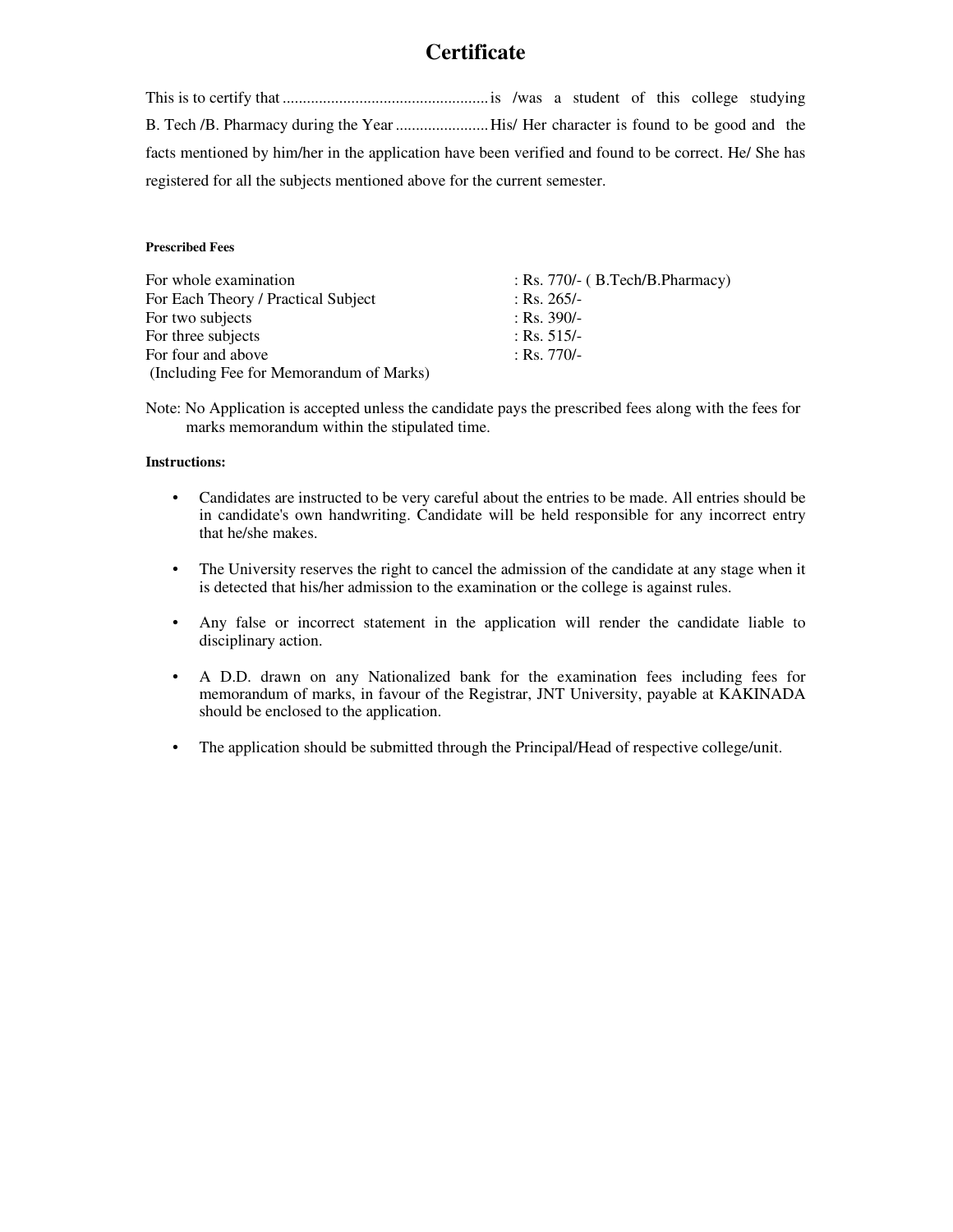# Certificate

This is to certify that .................................................. is /was a student of this college studying B. Tech /B. Pharmacy during the Year ...................... His/ Her character is found to be good and the facts mentioned by him/her in the application have been verified and found to be correct. He/ She has registered for all the subjects mentioned above for the current semester.

**Prescribed Fees**

| | |
|---|---|
| For whole examination | : Rs. 770/- ( B.Tech/B.Pharmacy) |
| For Each Theory / Practical Subject | : Rs. 265/- |
| For two subjects | : Rs. 390/- |
| For three subjects | : Rs. 515/- |
| For four and above | : Rs. 770/- |
| (Including Fee for Memorandum of Marks) | |

Note: No Application is accepted unless the candidate pays the prescribed fees along with the fees for marks memorandum within the stipulated time.

**Instructions:**

- Candidates are instructed to be very careful about the entries to be made. All entries should be in candidate's own handwriting. Candidate will be held responsible for any incorrect entry that he/she makes.
- The University reserves the right to cancel the admission of the candidate at any stage when it is detected that his/her admission to the examination or the college is against rules.
- Any false or incorrect statement in the application will render the candidate liable to disciplinary action.
- A D.D. drawn on any Nationalized bank for the examination fees including fees for memorandum of marks, in favour of the Registrar, JNT University, payable at KAKINADA should be enclosed to the application.
- The application should be submitted through the Principal/Head of respective college/unit.